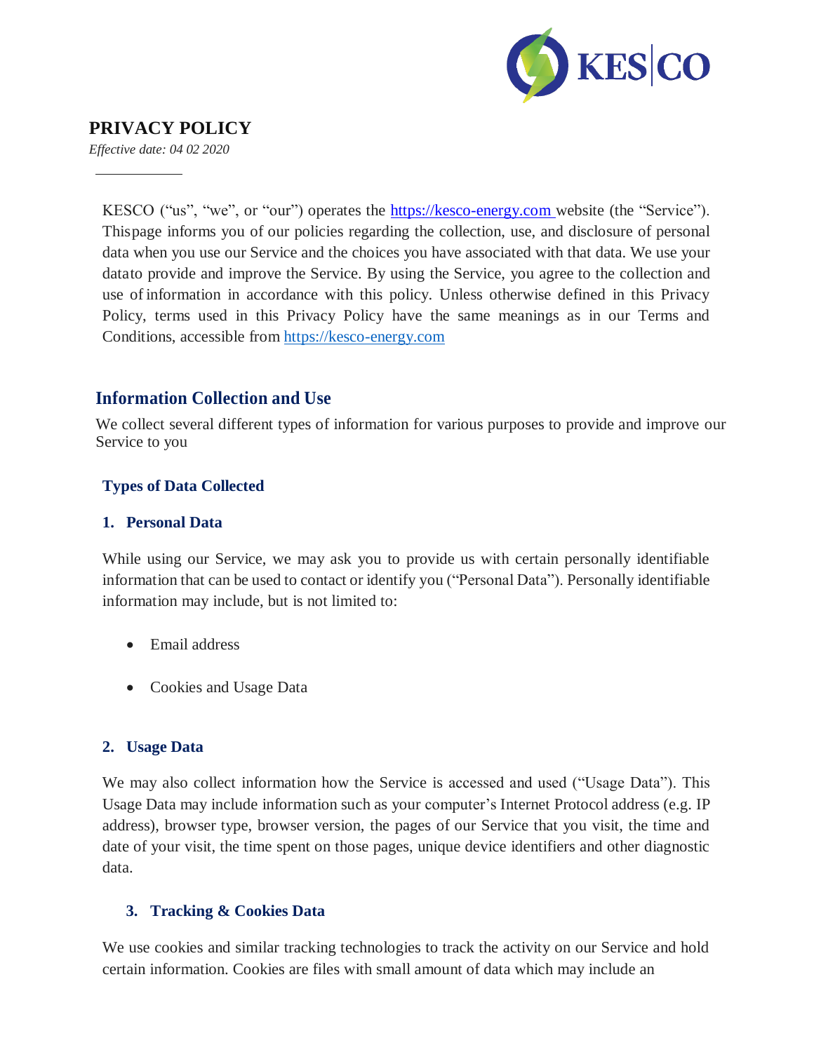# PRIVACY POLICY

*Effective date: 04 02 2020*

KESCO ("us", "we", or "our") operates the https://kesco-energy.com website (the "Service"). Thispage informs you of our policies regarding the collection, use, and disclosure of personal data when you use our Service and the choices you have associated with that data. We use your datato provide and improve the Service. By using the Service, you agree to the collection and use of information in accordance with this policy. Unless otherwise defined in this Privacy Policy, terms used in this Privacy Policy have the same meanings as in our Terms and Conditions, accessible from https://kesco-energy.com

## Information Collection and Use

We collect several different types of information for various purposes to provide and improve our Service to you

### Types of Data Collected

#### 1. Personal Data

While using our Service, we may ask you to provide us with certain personally identifiable information that can be used to contact or identify you ("Personal Data"). Personally identifiable information may include, but is not limited to:

- Email address
- Cookies and Usage Data

#### 2. Usage Data

We may also collect information how the Service is accessed and used ("Usage Data"). This Usage Data may include information such as your computer's Internet Protocol address (e.g. IP address), browser type, browser version, the pages of our Service that you visit, the time and date of your visit, the time spent on those pages, unique device identifiers and other diagnostic data.

#### 3. Tracking & Cookies Data

We use cookies and similar tracking technologies to track the activity on our Service and hold certain information. Cookies are files with small amount of data which may include an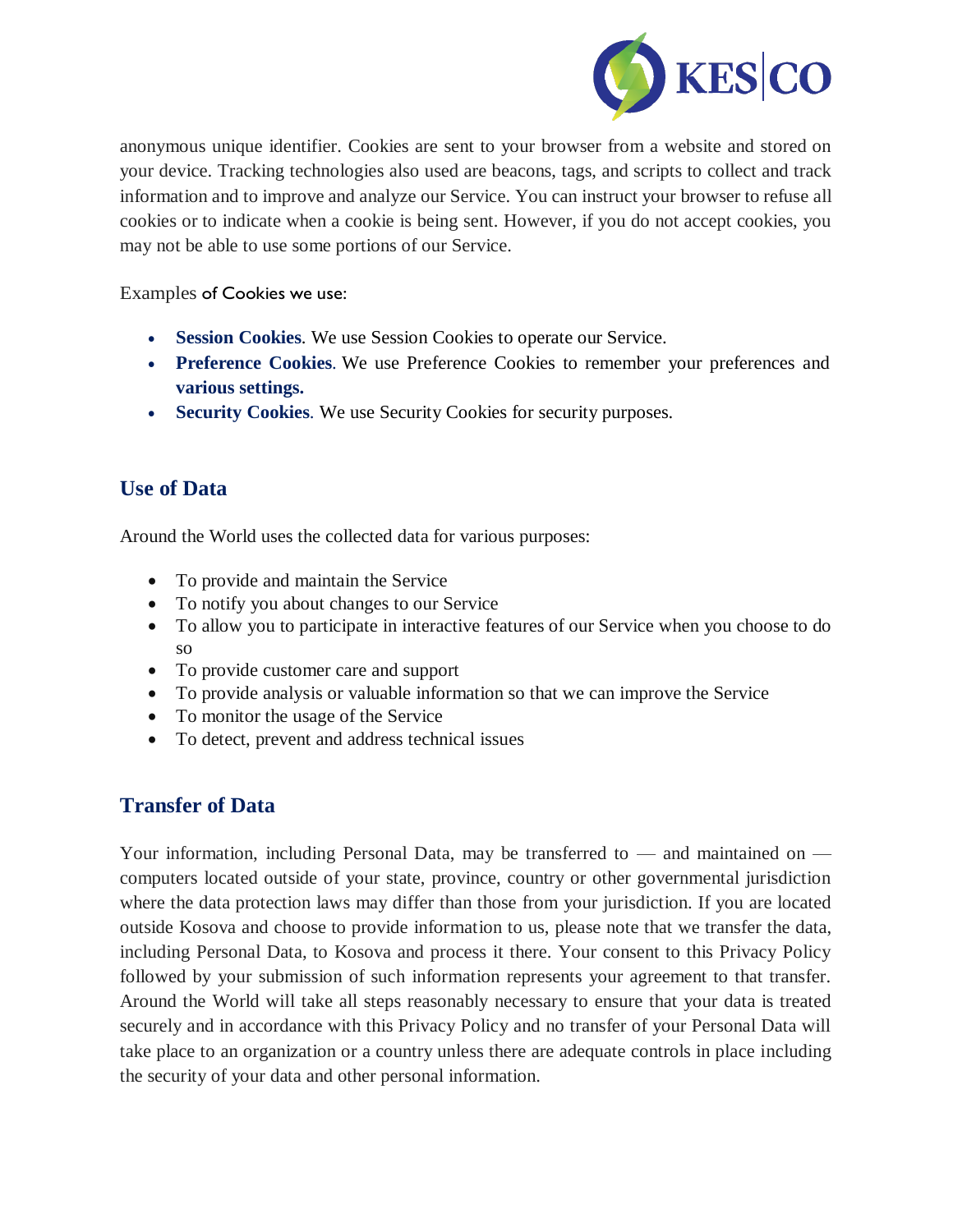anonymous unique identifier. Cookies are sent to your browser from a website and stored on your device. Tracking technologies also used are beacons, tags, and scripts to collect and track information and to improve and analyze our Service. You can instruct your browser to refuse all cookies or to indicate when a cookie is being sent. However, if you do not accept cookies, you may not be able to use some portions of our Service.

Examples of Cookies we use:

- **Session Cookies**. We use Session Cookies to operate our Service.
- **Preference Cookies**. We use Preference Cookies to remember your preferences and **various settings.**
- **Security Cookies**. We use Security Cookies for security purposes.

## Use of Data

Around the World uses the collected data for various purposes:

- To provide and maintain the Service
- To notify you about changes to our Service
- To allow you to participate in interactive features of our Service when you choose to do so
- To provide customer care and support
- To provide analysis or valuable information so that we can improve the Service
- To monitor the usage of the Service
- To detect, prevent and address technical issues

## Transfer of Data

Your information, including Personal Data, may be transferred to — and maintained on — computers located outside of your state, province, country or other governmental jurisdiction where the data protection laws may differ than those from your jurisdiction. If you are located outside Kosova and choose to provide information to us, please note that we transfer the data, including Personal Data, to Kosova and process it there. Your consent to this Privacy Policy followed by your submission of such information represents your agreement to that transfer. Around the World will take all steps reasonably necessary to ensure that your data is treated securely and in accordance with this Privacy Policy and no transfer of your Personal Data will take place to an organization or a country unless there are adequate controls in place including the security of your data and other personal information.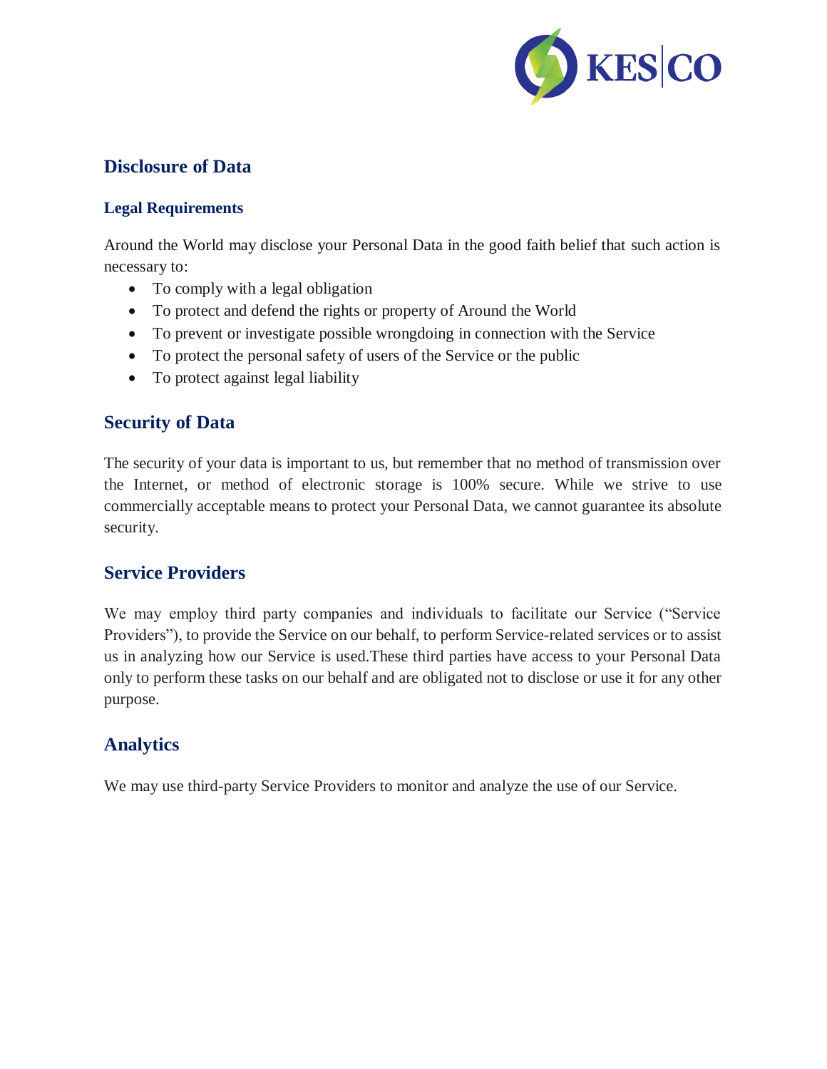## Disclosure of Data

### Legal Requirements

Around the World may disclose your Personal Data in the good faith belief that such action is necessary to:

- To comply with a legal obligation
- To protect and defend the rights or property of Around the World
- To prevent or investigate possible wrongdoing in connection with the Service
- To protect the personal safety of users of the Service or the public
- To protect against legal liability

## Security of Data

The security of your data is important to us, but remember that no method of transmission over the Internet, or method of electronic storage is 100% secure. While we strive to use commercially acceptable means to protect your Personal Data, we cannot guarantee its absolute security.

## Service Providers

We may employ third party companies and individuals to facilitate our Service ("Service Providers"), to provide the Service on our behalf, to perform Service-related services or to assist us in analyzing how our Service is used.These third parties have access to your Personal Data only to perform these tasks on our behalf and are obligated not to disclose or use it for any other purpose.

## Analytics

We may use third-party Service Providers to monitor and analyze the use of our Service.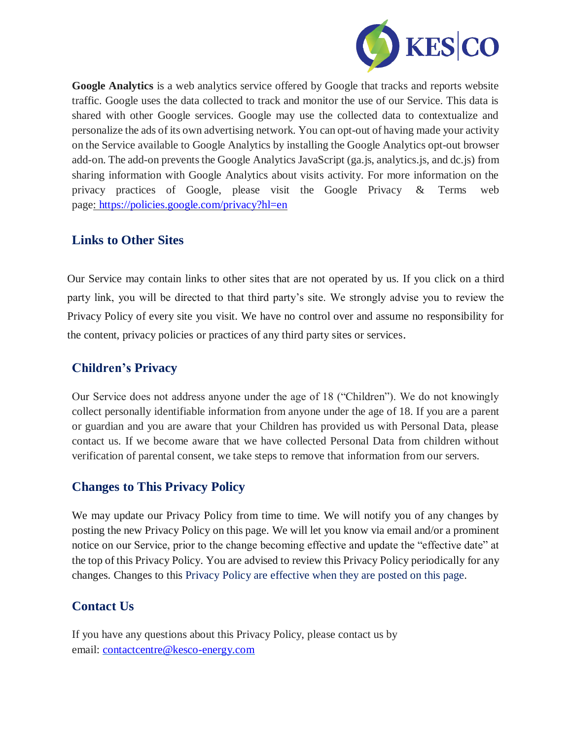**Google Analytics** is a web analytics service offered by Google that tracks and reports website traffic. Google uses the data collected to track and monitor the use of our Service. This data is shared with other Google services. Google may use the collected data to contextualize and personalize the ads of its own advertising network. You can opt-out of having made your activity on the Service available to Google Analytics by installing the Google Analytics opt-out browser add-on. The add-on prevents the Google Analytics JavaScript (ga.js, analytics.js, and dc.js) from sharing information with Google Analytics about visits activity. For more information on the privacy practices of Google, please visit the Google Privacy & Terms web page: https://policies.google.com/privacy?hl=en

## Links to Other Sites

Our Service may contain links to other sites that are not operated by us. If you click on a third party link, you will be directed to that third party's site. We strongly advise you to review the Privacy Policy of every site you visit. We have no control over and assume no responsibility for the content, privacy policies or practices of any third party sites or services.

## Children's Privacy

Our Service does not address anyone under the age of 18 ("Children"). We do not knowingly collect personally identifiable information from anyone under the age of 18. If you are a parent or guardian and you are aware that your Children has provided us with Personal Data, please contact us. If we become aware that we have collected Personal Data from children without verification of parental consent, we take steps to remove that information from our servers.

## Changes to This Privacy Policy

We may update our Privacy Policy from time to time. We will notify you of any changes by posting the new Privacy Policy on this page. We will let you know via email and/or a prominent notice on our Service, prior to the change becoming effective and update the "effective date" at the top of this Privacy Policy. You are advised to review this Privacy Policy periodically for any changes. Changes to this Privacy Policy are effective when they are posted on this page.

## Contact Us

If you have any questions about this Privacy Policy, please contact us by email: contactcentre@kesco-energy.com